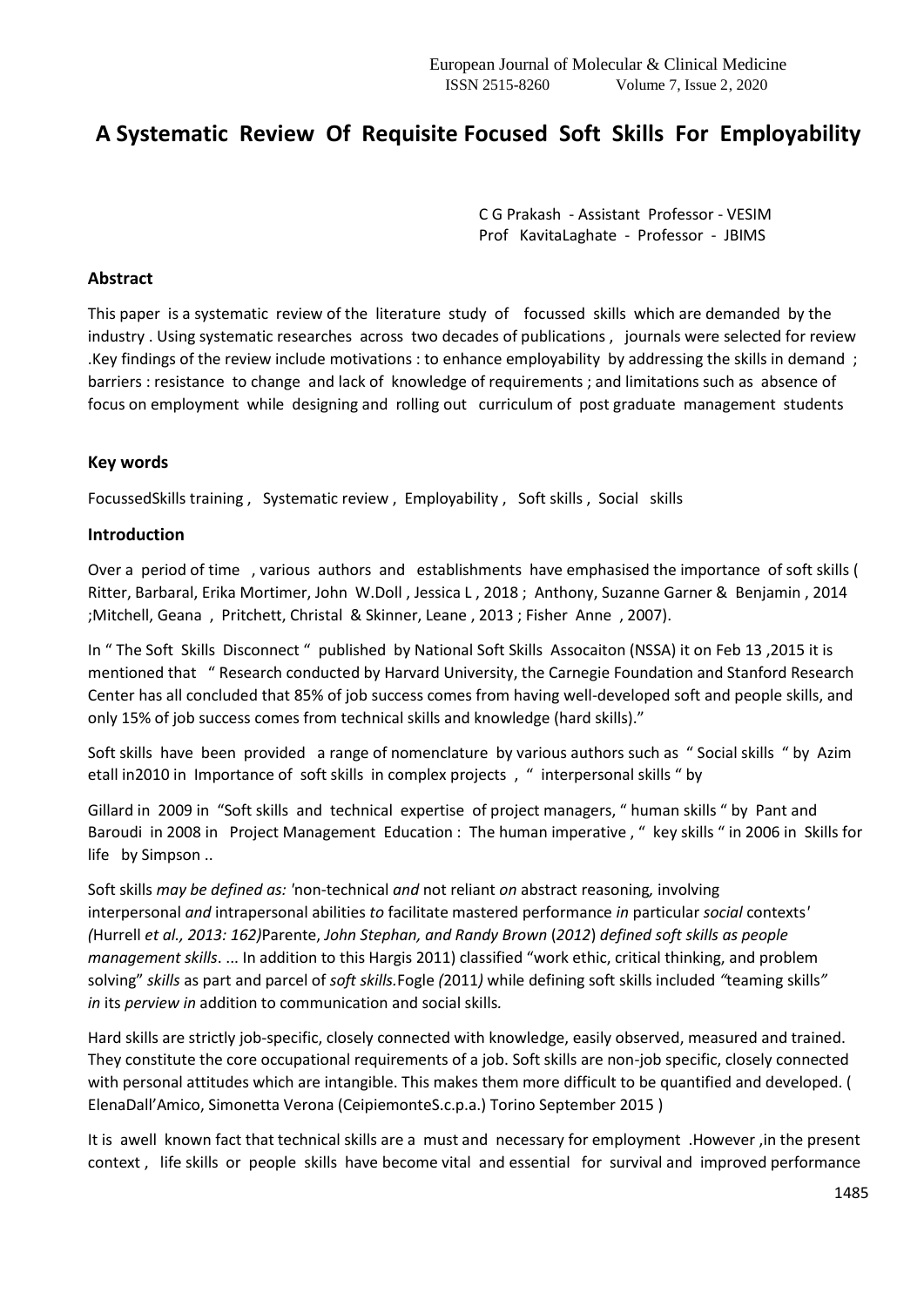# A Systematic Review Of Requisite Focused Soft Skills For Employability

C G Prakash - Assistant Professor - VESIM
Prof KavitaLaghate - Professor - JBIMS

## Abstract

This paper is a systematic review of the literature study of focussed skills which are demanded by the industry . Using systematic researches across two decades of publications , journals were selected for review .Key findings of the review include motivations : to enhance employability by addressing the skills in demand ; barriers : resistance to change and lack of knowledge of requirements ; and limitations such as absence of focus on employment while designing and rolling out curriculum of post graduate management students

## Key words

FocussedSkills training , Systematic review , Employability , Soft skills , Social skills

## Introduction

Over a period of time , various authors and establishments have emphasised the importance of soft skills ( Ritter, Barbaral, Erika Mortimer, John W.Doll , Jessica L , 2018 ; Anthony, Suzanne Garner & Benjamin , 2014 ;Mitchell, Geana , Pritchett, Christal & Skinner, Leane , 2013 ; Fisher Anne , 2007).

In " The Soft Skills Disconnect " published by National Soft Skills Assocaiton (NSSA) it on Feb 13 ,2015 it is mentioned that " Research conducted by Harvard University, the Carnegie Foundation and Stanford Research Center has all concluded that 85% of job success comes from having well-developed soft and people skills, and only 15% of job success comes from technical skills and knowledge (hard skills)."

Soft skills have been provided a range of nomenclature by various authors such as " Social skills " by Azim etall in2010 in Importance of soft skills in complex projects , " interpersonal skills " by Gillard in 2009 in "Soft skills and technical expertise of project managers, " human skills " by Pant and Baroudi in 2008 in Project Management Education : The human imperative , " key skills " in 2006 in Skills for life by Simpson ..

Soft skills *may be defined as: '*non-technical *and* not reliant *on* abstract reasoning*,* involving interpersonal *and* intrapersonal abilities *to* facilitate mastered performance *in* particular *social* contexts*' (*Hurrell *et al., 2013: 162)*Parente, *John Stephan, and Randy Brown* (*2012*) *defined soft skills as people management skills*. ... In addition to this Hargis 2011) classified "work ethic, critical thinking, and problem solving" *skills* as part and parcel of *soft skills.*Fogle *(*2011*)* while defining soft skills included *"*teaming skills*" in* its *perview in* addition to communication and social skills*.*

Hard skills are strictly job-specific, closely connected with knowledge, easily observed, measured and trained. They constitute the core occupational requirements of a job. Soft skills are non-job specific, closely connected with personal attitudes which are intangible. This makes them more difficult to be quantified and developed. ( ElenaDall'Amico, Simonetta Verona (CeipiemonteS.c.p.a.) Torino September 2015 )

It is awell known fact that technical skills are a must and necessary for employment .However ,in the present context , life skills or people skills have become vital and essential for survival and improved performance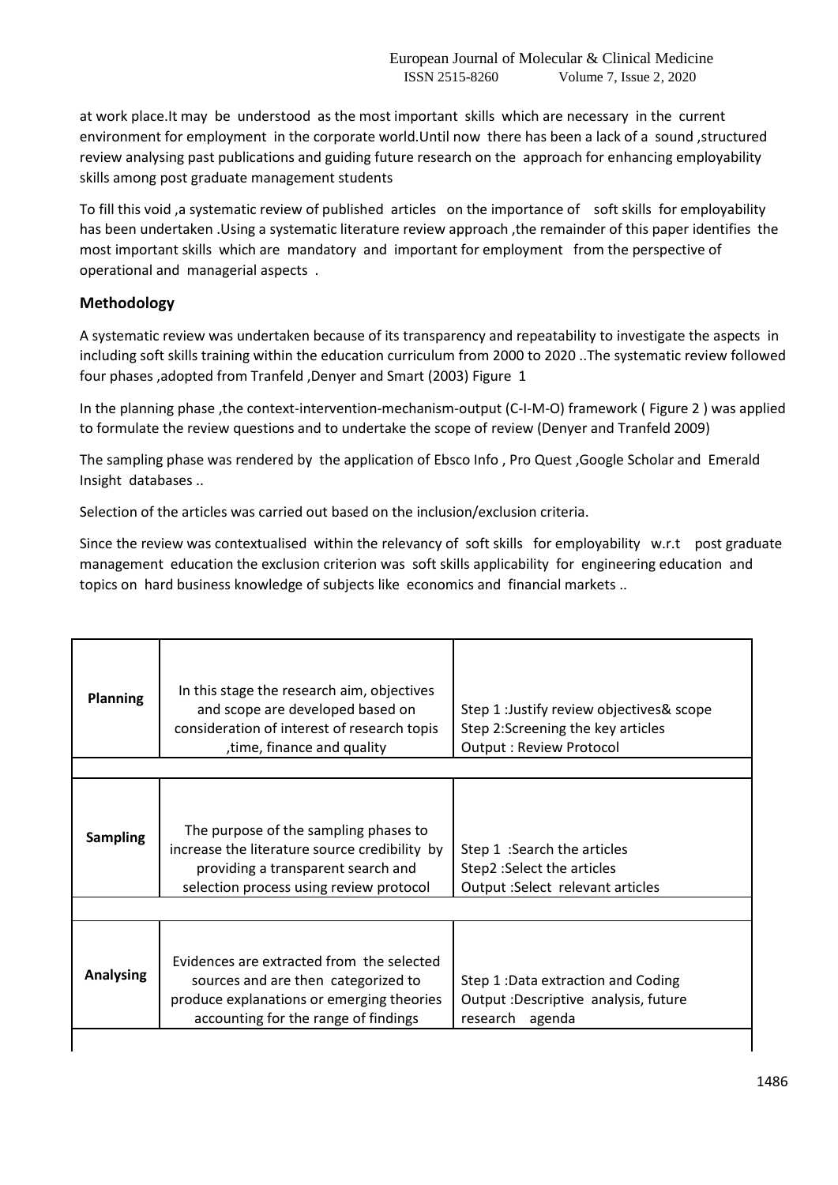at work place.It may be understood as the most important skills which are necessary in the current environment for employment in the corporate world.Until now there has been a lack of a sound ,structured review analysing past publications and guiding future research on the approach for enhancing employability skills among post graduate management students

To fill this void ,a systematic review of published articles on the importance of soft skills for employability has been undertaken .Using a systematic literature review approach ,the remainder of this paper identifies the most important skills which are mandatory and important for employment from the perspective of operational and managerial aspects .

## Methodology

A systematic review was undertaken because of its transparency and repeatability to investigate the aspects in including soft skills training within the education curriculum from 2000 to 2020 ..The systematic review followed four phases ,adopted from Tranfeld ,Denyer and Smart (2003) Figure 1

In the planning phase ,the context-intervention-mechanism-output (C-I-M-O) framework ( Figure 2 ) was applied to formulate the review questions and to undertake the scope of review (Denyer and Tranfeld 2009)

The sampling phase was rendered by the application of Ebsco Info , Pro Quest ,Google Scholar and Emerald Insight databases ..

Selection of the articles was carried out based on the inclusion/exclusion criteria.

Since the review was contextualised within the relevancy of soft skills for employability w.r.t post graduate management education the exclusion criterion was soft skills applicability for engineering education and topics on hard business knowledge of subjects like economics and financial markets ..

| | | |
|---|---|---|
| **Planning** | In this stage the research aim, objectives and scope are developed based on consideration of interest of research topis ,time, finance and quality | Step 1 :Justify review objectives& scope<br>Step 2:Screening the key articles<br>Output : Review Protocol |
| **Sampling** | The purpose of the sampling phases to increase the literature source credibility by providing a transparent search and selection process using review protocol | Step 1 :Search the articles<br>Step2 :Select the articles<br>Output :Select relevant articles |
| **Analysing** | Evidences are extracted from the selected sources and are then categorized to produce explanations or emerging theories accounting for the range of findings | Step 1 :Data extraction and Coding<br>Output :Descriptive analysis, future research agenda |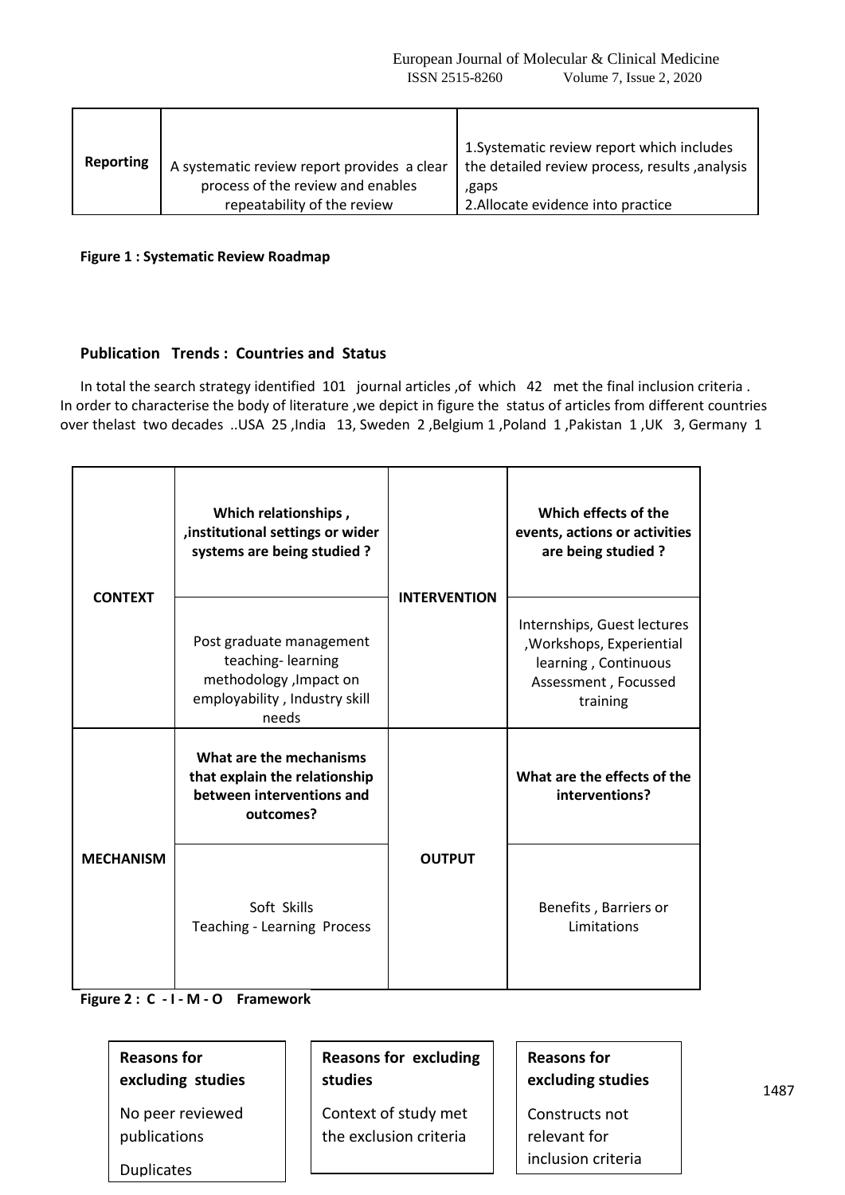| Reporting | A systematic review report provides a clear process of the review and enables repeatability of the review | 1.Systematic review report which includes the detailed review process, results ,analysis ,gaps<br>2.Allocate evidence into practice |
|---|---|---|

**Figure 1 : Systematic Review Roadmap**

**Publication Trends : Countries and Status**

In total the search strategy identified 101 journal articles ,of which 42 met the final inclusion criteria . In order to characterise the body of literature ,we depict in figure the status of articles from different countries over thelast two decades ..USA 25 ,India 13, Sweden 2 ,Belgium 1 ,Poland 1 ,Pakistan 1 ,UK 3, Germany 1

| CONTEXT | **Which relationships , ,institutional settings or wider systems are being studied ?** | INTERVENTION | **Which effects of the events, actions or activities are being studied ?** |
|---|---|---|---|
| | Post graduate management teaching- learning methodology ,Impact on employability , Industry skill needs | | Internships, Guest lectures ,Workshops, Experiential learning , Continuous Assessment , Focussed training |
| **MECHANISM** | **What are the mechanisms that explain the relationship between interventions and outcomes?** | **OUTPUT** | **What are the effects of the interventions?** |
| | Soft Skills<br>Teaching - Learning Process | | Benefits , Barriers or Limitations |

**Figure 2 : C - I - M - O Framework**

**Reasons for excluding studies**

No peer reviewed publications

Duplicates

**Reasons for excluding studies**

Context of study met the exclusion criteria

**Reasons for excluding studies**

Constructs not relevant for inclusion criteria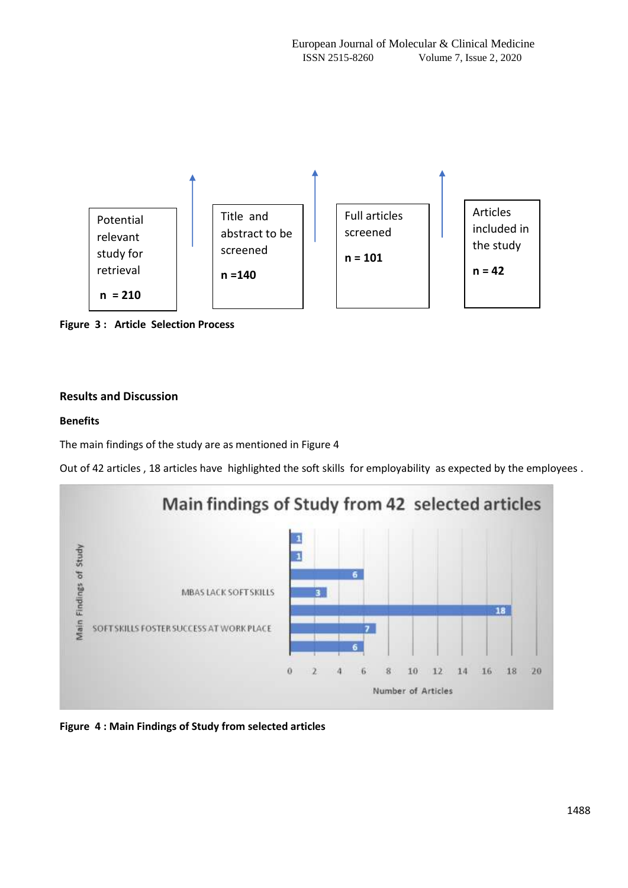Potential relevant study for retrieval

n = 210

Title and abstract to be screened

n =140

Full articles screened

n = 101

Articles included in the study

n = 42

**Figure 3 : Article Selection Process**

## Results and Discussion

### Benefits

The main findings of the study are as mentioned in Figure 4

Out of 42 articles , 18 articles have highlighted the soft skills for employability as expected by the employees .

Main findings of Study from 42 selected articles

| Main Findings of Study | Number of Articles |
|---|---|
| | 1 |
| | 1 |
| | 6 |
| MBAS LACK SOFT SKILLS | 3 |
| | 18 |
| SOFT SKILLS FOSTER SUCCESS AT WORK PLACE | 7 |
| | 6 |

**Figure 4 : Main Findings of Study from selected articles**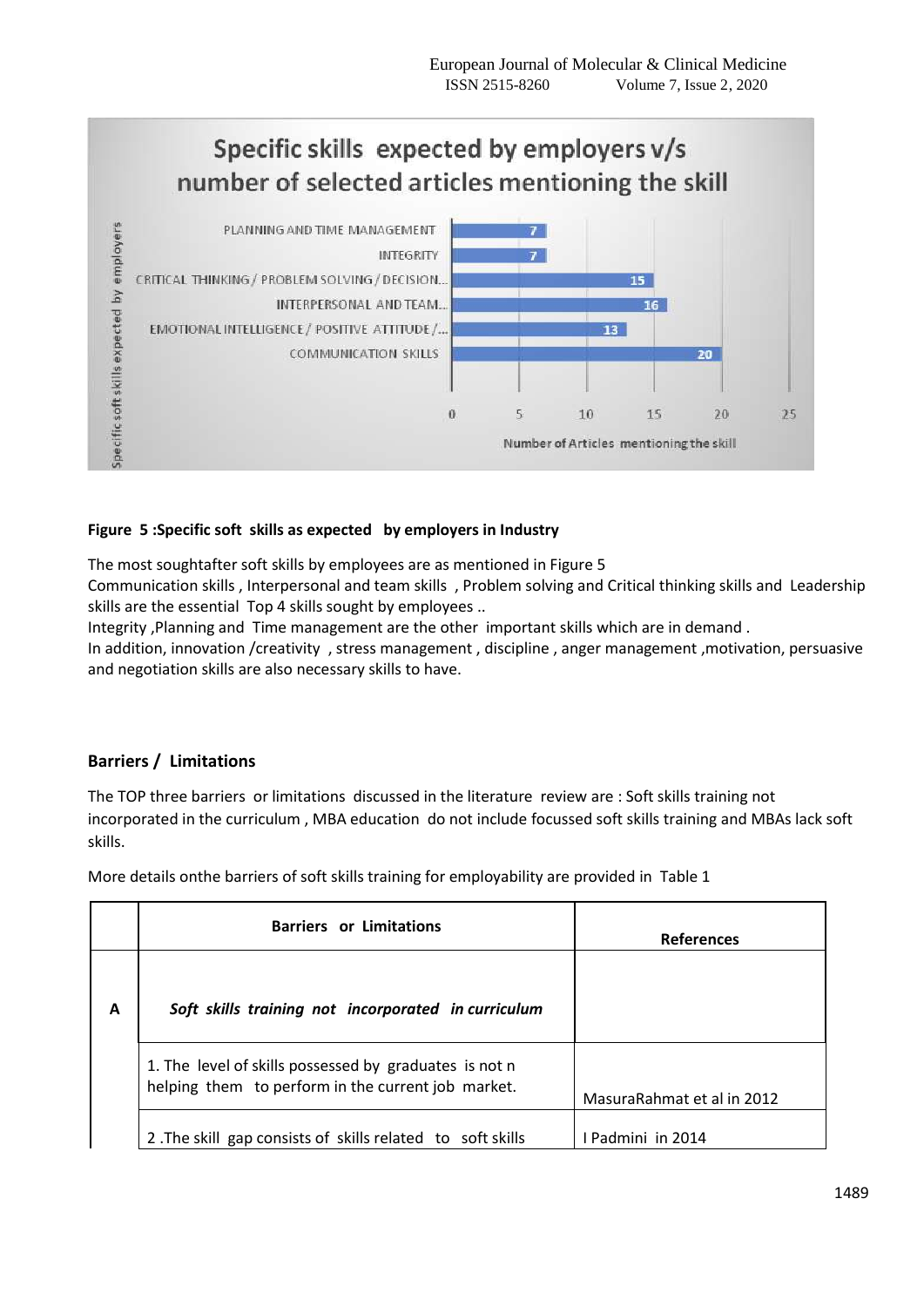**Specific skills expected by employers v/s number of selected articles mentioning the skill**

| Specific soft skills expected by employers | Number of Articles mentioning the skill |
|---|---|
| PLANNING AND TIME MANAGEMENT | 7 |
| INTEGRITY | 7 |
| CRITICAL THINKING / PROBLEM SOLVING / DECISION... | 15 |
| INTERPERSONAL AND TEAM... | 16 |
| EMOTIONAL INTELLIGENCE / POSITIVE ATTITUDE /... | 13 |
| COMMUNICATION SKILLS | 20 |

**Figure 5 :Specific soft skills as expected by employers in Industry**

The most soughtafter soft skills by employees are as mentioned in Figure 5
Communication skills , Interpersonal and team skills , Problem solving and Critical thinking skills and Leadership skills are the essential Top 4 skills sought by employees ..
Integrity ,Planning and Time management are the other important skills which are in demand .
In addition, innovation /creativity , stress management , discipline , anger management ,motivation, persuasive and negotiation skills are also necessary skills to have.

## Barriers / Limitations

The TOP three barriers or limitations discussed in the literature review are : Soft skills training not incorporated in the curriculum , MBA education do not include focussed soft skills training and MBAs lack soft skills.

More details onthe barriers of soft skills training for employability are provided in Table 1

| | Barriers or Limitations | References |
|---|---|---|
| A | ***Soft skills training not incorporated in curriculum*** | |
| | 1. The level of skills possessed by graduates is not n helping them to perform in the current job market. | MasuraRahmat et al in 2012 |
| | 2 .The skill gap consists of skills related to soft skills | I Padmini in 2014 |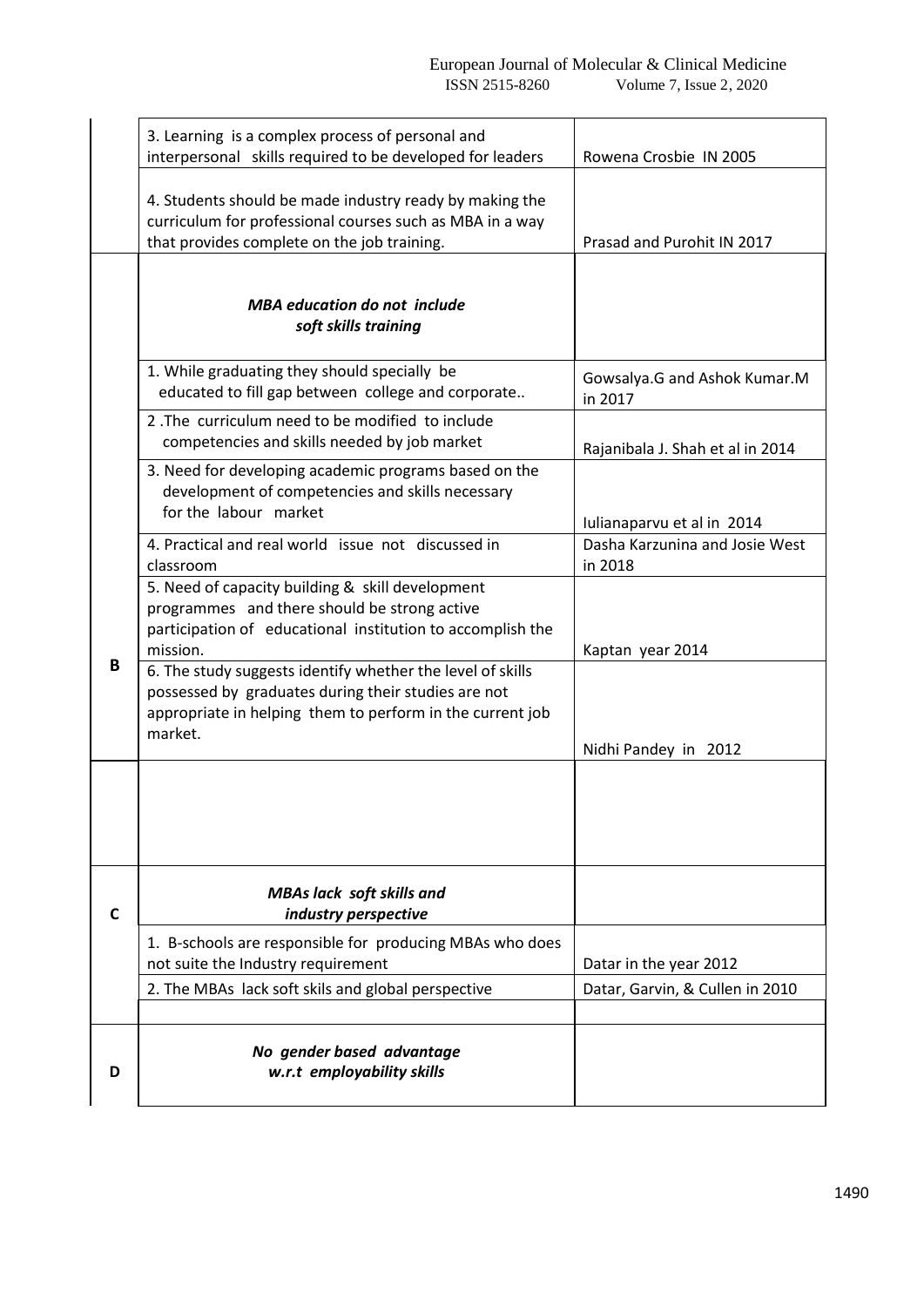| | | |
|---|---|---|
| | 3. Learning is a complex process of personal and interpersonal skills required to be developed for leaders | Rowena Crosbie IN 2005 |
| | 4. Students should be made industry ready by making the curriculum for professional courses such as MBA in a way that provides complete on the job training. | Prasad and Purohit IN 2017 |
| **B** | ***MBA education do not include soft skills training*** | |
| | 1. While graduating they should specially be educated to fill gap between college and corporate.. | Gowsalya.G and Ashok Kumar.M in 2017 |
| | 2 .The curriculum need to be modified to include competencies and skills needed by job market | Rajanibala J. Shah et al in 2014 |
| | 3. Need for developing academic programs based on the development of competencies and skills necessary for the labour market | Iulianaparvu et al in 2014 |
| | 4. Practical and real world issue not discussed in classroom | Dasha Karzunina and Josie West in 2018 |
| | 5. Need of capacity building & skill development programmes and there should be strong active participation of educational institution to accomplish the mission. | Kaptan year 2014 |
| | 6. The study suggests identify whether the level of skills possessed by graduates during their studies are not appropriate in helping them to perform in the current job market. | Nidhi Pandey in 2012 |
| | | |
| **C** | ***MBAs lack soft skills and industry perspective*** | |
| | 1. B-schools are responsible for producing MBAs who does not suite the Industry requirement | Datar in the year 2012 |
| | 2. The MBAs lack soft skils and global perspective | Datar, Garvin, & Cullen in 2010 |
| | | |
| **D** | ***No gender based advantage w.r.t employability skills*** | |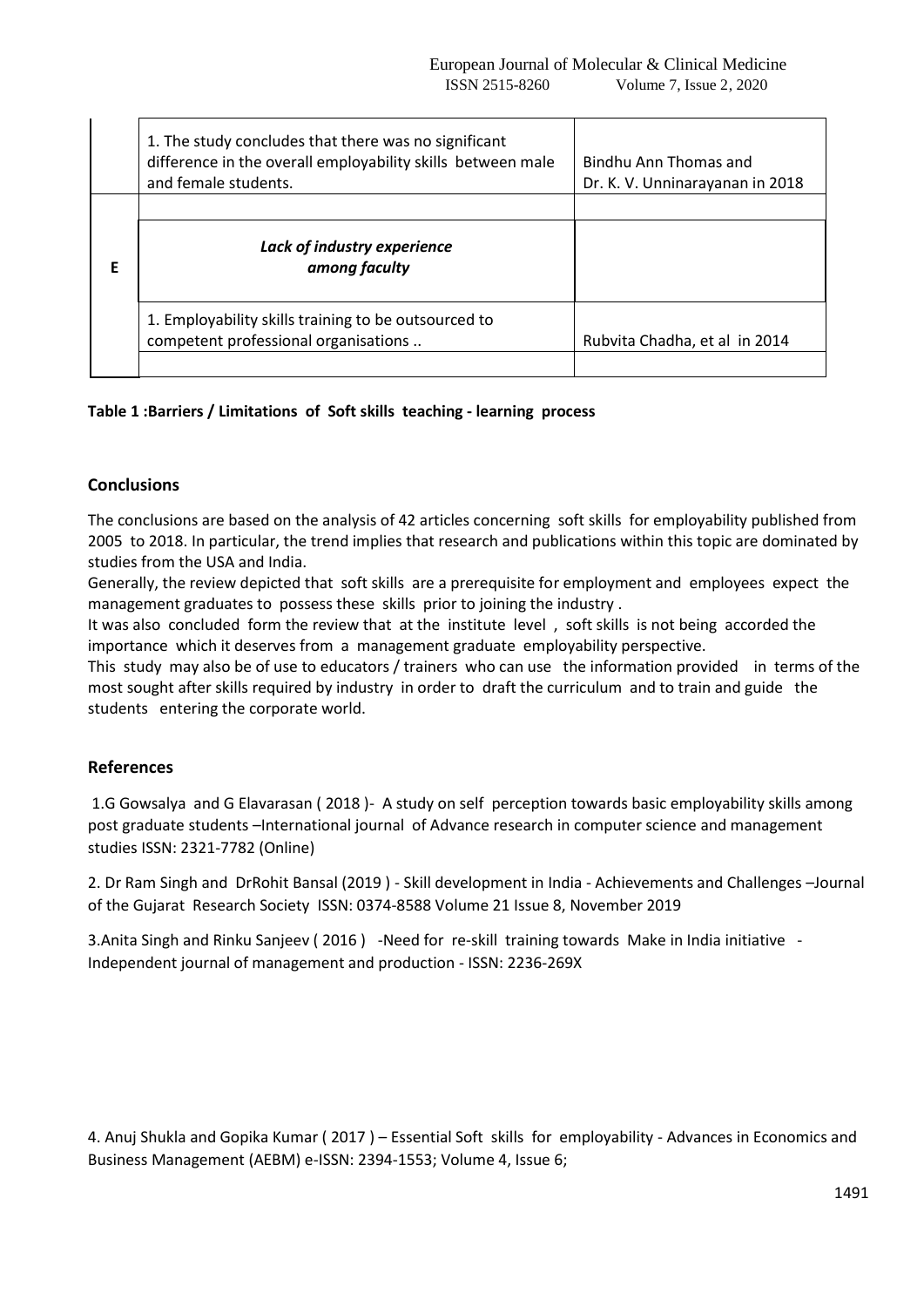| | | |
|---|---|---|
| | 1. The study concludes that there was no significant difference in the overall employability skills between male and female students. | Bindhu Ann Thomas and Dr. K. V. Unninarayanan in 2018 |
| | | |
| E | ***Lack of industry experience among faculty*** | |
| | 1. Employability skills training to be outsourced to competent professional organisations .. | Rubvita Chadha, et al in 2014 |
| | | |

**Table 1 :Barriers / Limitations of Soft skills teaching - learning process**

## Conclusions

The conclusions are based on the analysis of 42 articles concerning soft skills for employability published from 2005 to 2018. In particular, the trend implies that research and publications within this topic are dominated by studies from the USA and India.

Generally, the review depicted that soft skills are a prerequisite for employment and employees expect the management graduates to possess these skills prior to joining the industry .

It was also concluded form the review that at the institute level , soft skills is not being accorded the importance which it deserves from a management graduate employability perspective.

This study may also be of use to educators / trainers who can use the information provided in terms of the most sought after skills required by industry in order to draft the curriculum and to train and guide the students entering the corporate world.

## References

1.G Gowsalya and G Elavarasan ( 2018 )- A study on self perception towards basic employability skills among post graduate students –International journal of Advance research in computer science and management studies ISSN: 2321-7782 (Online)

2. Dr Ram Singh and DrRohit Bansal (2019 ) - Skill development in India - Achievements and Challenges –Journal of the Gujarat Research Society ISSN: 0374-8588 Volume 21 Issue 8, November 2019

3.Anita Singh and Rinku Sanjeev ( 2016 ) -Need for re-skill training towards Make in India initiative - Independent journal of management and production - ISSN: 2236-269X

4. Anuj Shukla and Gopika Kumar ( 2017 ) – Essential Soft skills for employability - Advances in Economics and Business Management (AEBM) e-ISSN: 2394-1553; Volume 4, Issue 6;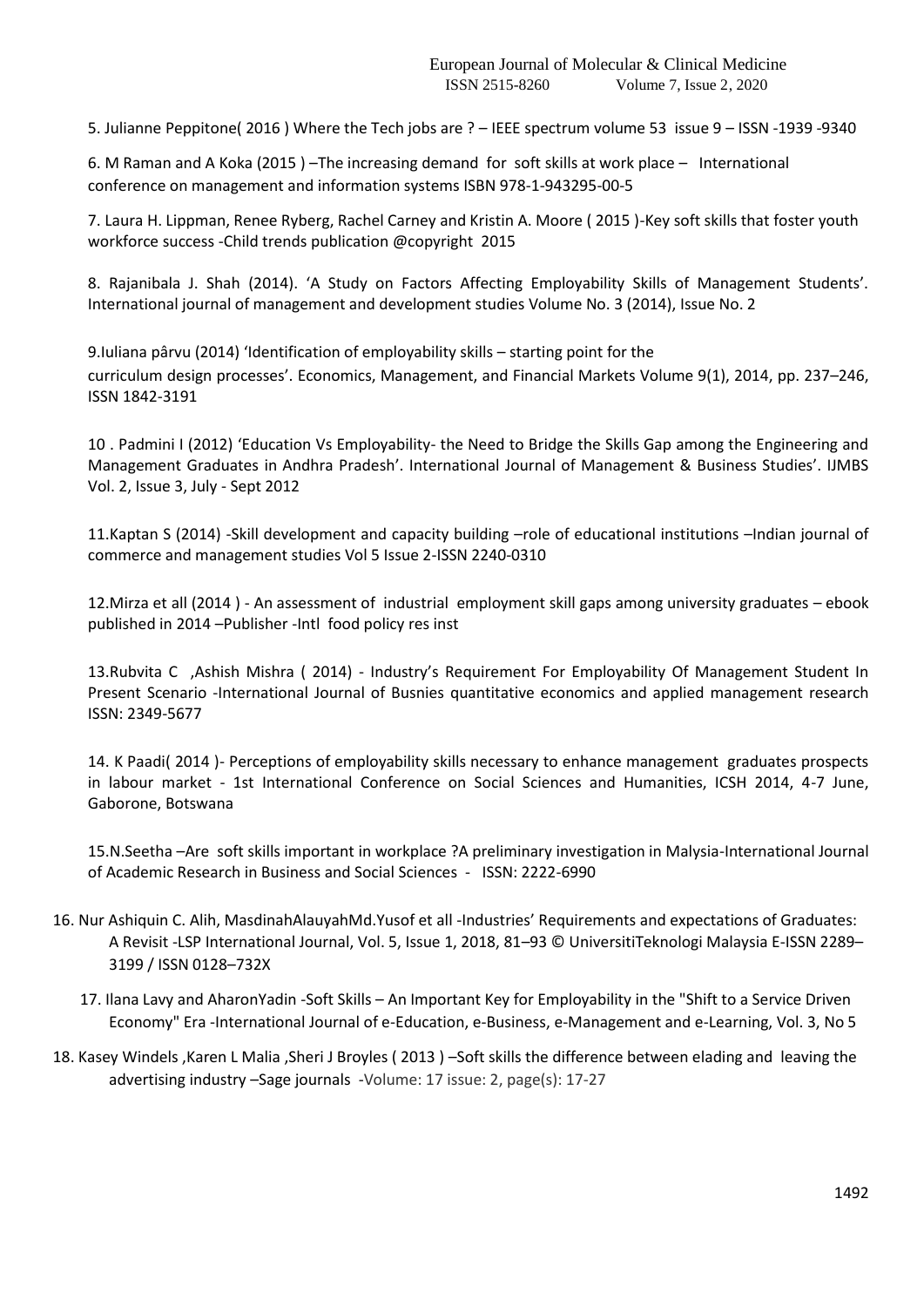5. Julianne Peppitone( 2016 ) Where the Tech jobs are ? – IEEE spectrum volume 53 issue 9 – ISSN -1939 -9340

6. M Raman and A Koka (2015 ) –The increasing demand for soft skills at work place – International conference on management and information systems ISBN 978-1-943295-00-5

7. Laura H. Lippman, Renee Ryberg, Rachel Carney and Kristin A. Moore ( 2015 )-Key soft skills that foster youth workforce success -Child trends publication @copyright 2015

8. Rajanibala J. Shah (2014). 'A Study on Factors Affecting Employability Skills of Management Students'. International journal of management and development studies Volume No. 3 (2014), Issue No. 2

9.Iuliana pârvu (2014) 'Identification of employability skills – starting point for the curriculum design processes'. Economics, Management, and Financial Markets Volume 9(1), 2014, pp. 237–246, ISSN 1842-3191

10 . Padmini I (2012) 'Education Vs Employability- the Need to Bridge the Skills Gap among the Engineering and Management Graduates in Andhra Pradesh'. International Journal of Management & Business Studies'. IJMBS Vol. 2, Issue 3, July - Sept 2012

11.Kaptan S (2014) -Skill development and capacity building –role of educational institutions –Indian journal of commerce and management studies Vol 5 Issue 2-ISSN 2240-0310

12.Mirza et all (2014 ) - An assessment of industrial employment skill gaps among university graduates – ebook published in 2014 –Publisher -Intl food policy res inst

13.Rubvita C ,Ashish Mishra ( 2014) - Industry's Requirement For Employability Of Management Student In Present Scenario -International Journal of Busnies quantitative economics and applied management research ISSN: 2349-5677

14. K Paadi( 2014 )- Perceptions of employability skills necessary to enhance management graduates prospects in labour market - 1st International Conference on Social Sciences and Humanities, ICSH 2014, 4-7 June, Gaborone, Botswana

15.N.Seetha –Are soft skills important in workplace ?A preliminary investigation in Malysia-International Journal of Academic Research in Business and Social Sciences - ISSN: 2222-6990

16. Nur Ashiquin C. Alih, MasdinahAlauyahMd.Yusof et all -Industries' Requirements and expectations of Graduates: A Revisit -LSP International Journal, Vol. 5, Issue 1, 2018, 81–93 © UniversitiTeknologi Malaysia E-ISSN 2289–3199 / ISSN 0128–732X

17. Ilana Lavy and AharonYadin -Soft Skills – An Important Key for Employability in the "Shift to a Service Driven Economy" Era -International Journal of e-Education, e-Business, e-Management and e-Learning, Vol. 3, No 5

18. Kasey Windels ,Karen L Malia ,Sheri J Broyles ( 2013 ) –Soft skills the difference between elading and leaving the advertising industry –Sage journals -Volume: 17 issue: 2, page(s): 17-27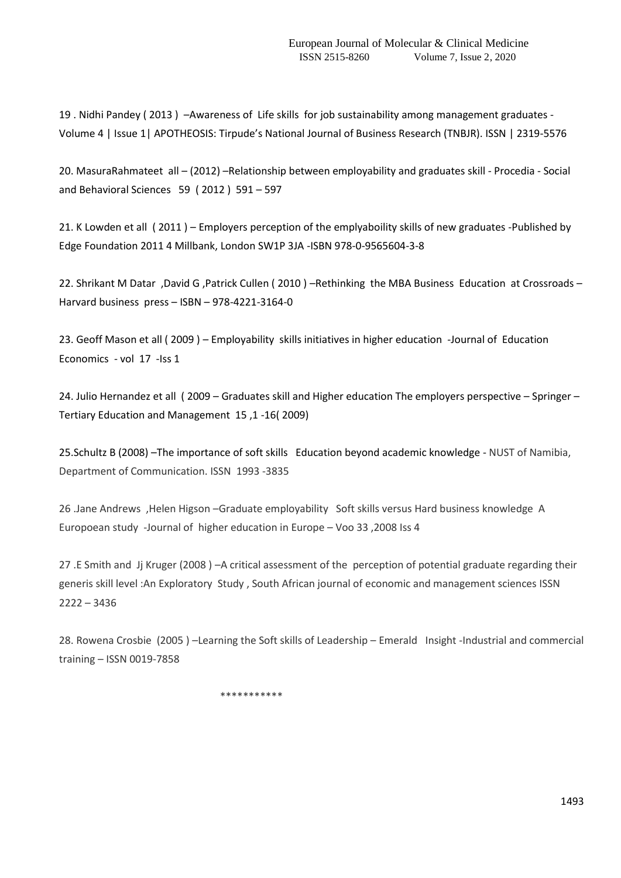19 . Nidhi Pandey ( 2013 ) –Awareness of Life skills for job sustainability among management graduates - Volume 4 | Issue 1| APOTHEOSIS: Tirpude's National Journal of Business Research (TNBJR). ISSN | 2319-5576

20. MasuraRahmateet all – (2012) –Relationship between employability and graduates skill - Procedia - Social and Behavioral Sciences 59 ( 2012 ) 591 – 597

21. K Lowden et all ( 2011 ) – Employers perception of the emplyaboility skills of new graduates -Published by Edge Foundation 2011 4 Millbank, London SW1P 3JA -ISBN 978-0-9565604-3-8

22. Shrikant M Datar ,David G ,Patrick Cullen ( 2010 ) –Rethinking the MBA Business Education at Crossroads – Harvard business press – ISBN – 978-4221-3164-0

23. Geoff Mason et all ( 2009 ) – Employability skills initiatives in higher education -Journal of Education Economics - vol 17 -Iss 1

24. Julio Hernandez et all ( 2009 – Graduates skill and Higher education The employers perspective – Springer – Tertiary Education and Management 15 ,1 -16( 2009)

25.Schultz B (2008) –The importance of soft skills Education beyond academic knowledge - NUST of Namibia, Department of Communication. ISSN 1993 -3835

26 .Jane Andrews ,Helen Higson –Graduate employability Soft skills versus Hard business knowledge A Europoean study -Journal of higher education in Europe – Voo 33 ,2008 Iss 4

27 .E Smith and Jj Kruger (2008 ) –A critical assessment of the perception of potential graduate regarding their generis skill level :An Exploratory Study , South African journal of economic and management sciences ISSN 2222 – 3436

28. Rowena Crosbie (2005 ) –Learning the Soft skills of Leadership – Emerald Insight -Industrial and commercial training – ISSN 0019-7858

***********